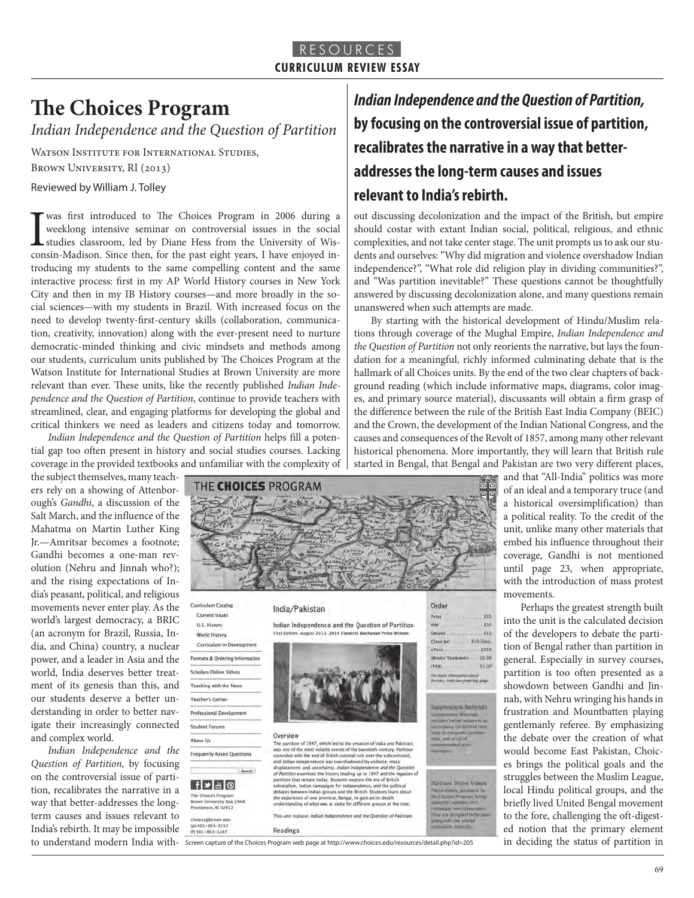RESOURCES

**CURRICULUM REVIEW ESSAY**

# The Choices Program

*Indian Independence and the Question of Partition*

Watson Institute for International Studies, Brown University, RI (2013)

Reviewed by William J. Tolley

I was first introduced to The Choices Program in 2006 during a weeklong intensive seminar on controversial issues in the social studies classroom, led by Diane Hess from the University of Wisconsin-Madison. Since then, for the past eight years, I have enjoyed introducing my students to the same compelling content and the same interactive process: first in my AP World History courses in New York City and then in my IB History courses—and more broadly in the social sciences—with my students in Brazil. With increased focus on the need to develop twenty-first-century skills (collaboration, communication, creativity, innovation) along with the ever-present need to nurture democratic-minded thinking and civic mindsets and methods among our students, curriculum units published by The Choices Program at the Watson Institute for International Studies at Brown University are more relevant than ever. These units, like the recently published *Indian Independence and the Question of Partition*, continue to provide teachers with streamlined, clear, and engaging platforms for developing the global and critical thinkers we need as leaders and citizens today and tomorrow.

*Indian Independence and the Question of Partition* helps fill a potential gap too often present in history and social studies courses. Lacking coverage in the provided textbooks and unfamiliar with the complexity of the subject themselves, many teachers rely on a showing of Attenborough's *Gandhi*, a discussion of the Salt March, and the influence of the Mahatma on Martin Luther King Jr.—Amritsar becomes a footnote; Gandhi becomes a one-man revolution (Nehru and Jinnah who?); and the rising expectations of India's peasant, political, and religious movements never enter play. As the world's largest democracy, a BRIC (an acronym for Brazil, Russia, India, and China) country, a nuclear power, and a leader in Asia and the world, India deserves better treatment of its genesis than this, and our students deserve a better understanding in order to better navigate their increasingly connected and complex world.

*Indian Independence and the Question of Partition,* by focusing on the controversial issue of partition, recalibrates the narrative in a way that better-addresses the long-term causes and issues relevant to India's rebirth. It may be impossible to understand modern India without discussing decolonization and the impact of the British, but empire should costar with extant Indian social, political, religious, and ethnic complexities, and not take center stage. The unit prompts us to ask our students and ourselves: "Why did migration and violence overshadow Indian independence?", "What role did religion play in dividing communities?", and "Was partition inevitable?" These questions cannot be thoughtfully answered by discussing decolonization alone, and many questions remain unanswered when such attempts are made.

> ***Indian Independence and the Question of Partition,* by focusing on the controversial issue of partition, recalibrates the narrative in a way that better-addresses the long-term causes and issues relevant to India's rebirth.**

By starting with the historical development of Hindu/Muslim relations through coverage of the Mughal Empire, *Indian Independence and the Question of Partition* not only reorients the narrative, but lays the foundation for a meaningful, richly informed culminating debate that is the hallmark of all Choices units. By the end of the two clear chapters of background reading (which include informative maps, diagrams, color images, and primary source material), discussants will obtain a firm grasp of the difference between the rule of the British East India Company (BEIC) and the Crown, the development of the Indian National Congress, and the causes and consequences of the Revolt of 1857, among many other relevant historical phenomena. More importantly, they will learn that British rule started in Bengal, that Bengal and Pakistan are two very different places, and that "All-India" politics was more of an ideal and a temporary truce (and a historical oversimplification) than a political reality. To the credit of the unit, unlike many other materials that embed his influence throughout their coverage, Gandhi is not mentioned until page 23, when appropriate, with the introduction of mass protest movements.

Screen capture of the Choices Program web page at http://www.choices.edu/resources/detail.php?id=205

Perhaps the greatest strength built into the unit is the calculated decision of the developers to debate the partition of Bengal rather than partition in general. Especially in survey courses, partition is too often presented as a showdown between Gandhi and Jinnah, with Nehru wringing his hands in frustration and Mountbatten playing gentlemanly referee. By emphasizing the debate over the creation of what would become East Pakistan, Choices brings the political goals and the struggles between the Muslim League, local Hindu political groups, and the briefly lived United Bengal movement to the fore, challenging the oft-digested notion that the primary element in deciding the status of partition in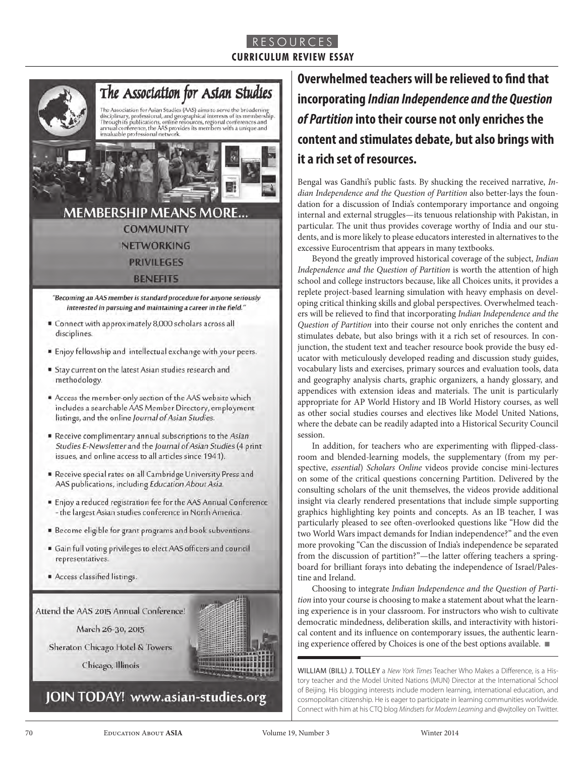RESOURCES

**CURRICULUM REVIEW ESSAY**

# The Association for Asian Studies

The Association for Asian Studies (AAS) aims to serve the broadening disciplinary, professional, and geographical interests of its membership. Through its publications, online resources, regional conferences and annual conference, the AAS provides its members with a unique and invaluable professional network.

## MEMBERSHIP MEANS MORE...

COMMUNITY

NETWORKING

PRIVILEGES

BENEFITS

*"Becoming an AAS member is standard procedure for anyone seriously interested in pursuing and maintaining a career in the field."*

- Connect with approximately 8,000 scholars across all disciplines.
- Enjoy fellowship and intellectual exchange with your peers.
- Stay current on the latest Asian studies research and methodology.
- Access the member-only section of the AAS website which includes a searchable AAS Member Directory, employment listings, and the online *Journal of Asian Studies*.
- Receive complimentary annual subscriptions to the *Asian Studies E-Newsletter* and the *Journal of Asian Studies* (4 print issues, and online access to all articles since 1941).
- Receive special rates on all Cambridge University Press and AAS publications, including *Education About Asia*.
- Enjoy a reduced registration fee for the AAS Annual Conference - the largest Asian studies conference in North America.
- Become eligible for grant programs and book subventions.
- Gain full voting privileges to elect AAS officers and council representatives.
- Access classified listings.

Attend the AAS 2015 Annual Conference!

March 26-30, 2015

Sheraton Chicago Hotel & Towers

Chicago, Illinois

**JOIN TODAY! www.asian-studies.org**

**Overwhelmed teachers will be relieved to find that incorporating *Indian Independence and the Question of Partition* into their course not only enriches the content and stimulates debate, but also brings with it a rich set of resources.**

Bengal was Gandhi's public fasts. By shucking the received narrative, *Indian Independence and the Question of Partition* also better-lays the foundation for a discussion of India's contemporary importance and ongoing internal and external struggles—its tenuous relationship with Pakistan, in particular. The unit thus provides coverage worthy of India and our students, and is more likely to please educators interested in alternatives to the excessive Eurocentrism that appears in many textbooks.

Beyond the greatly improved historical coverage of the subject, *Indian Independence and the Question of Partition* is worth the attention of high school and college instructors because, like all Choices units, it provides a replete project-based learning simulation with heavy emphasis on developing critical thinking skills and global perspectives. Overwhelmed teachers will be relieved to find that incorporating *Indian Independence and the Question of Partition* into their course not only enriches the content and stimulates debate, but also brings with it a rich set of resources. In conjunction, the student text and teacher resource book provide the busy educator with meticulously developed reading and discussion study guides, vocabulary lists and exercises, primary sources and evaluation tools, data and geography analysis charts, graphic organizers, a handy glossary, and appendices with extension ideas and materials. The unit is particularly appropriate for AP World History and IB World History courses, as well as other social studies courses and electives like Model United Nations, where the debate can be readily adapted into a Historical Security Council session.

In addition, for teachers who are experimenting with flipped-classroom and blended-learning models, the supplementary (from my perspective, *essential*) *Scholars Online* videos provide concise mini-lectures on some of the critical questions concerning Partition. Delivered by the consulting scholars of the unit themselves, the videos provide additional insight via clearly rendered presentations that include simple supporting graphics highlighting key points and concepts. As an IB teacher, I was particularly pleased to see often-overlooked questions like "How did the two World Wars impact demands for Indian independence?" and the even more provoking "Can the discussion of India's independence be separated from the discussion of partition?"—the latter offering teachers a springboard for brilliant forays into debating the independence of Israel/Palestine and Ireland.

Choosing to integrate *Indian Independence and the Question of Partition* into your course is choosing to make a statement about what the learning experience is in your classroom. For instructors who wish to cultivate democratic mindedness, deliberation skills, and interactivity with historical content and its influence on contemporary issues, the authentic learning experience offered by Choices is one of the best options available. ■

WILLIAM (BILL) J. TOLLEY a *New York Times* Teacher Who Makes a Difference, is a History teacher and the Model United Nations (MUN) Director at the International School of Beijing. His blogging interests include modern learning, international education, and cosmopolitan citizenship. He is eager to participate in learning communities worldwide. Connect with him at his CTQ blog *Mindsets for Modern Learning* and @wjtolley on Twitter.